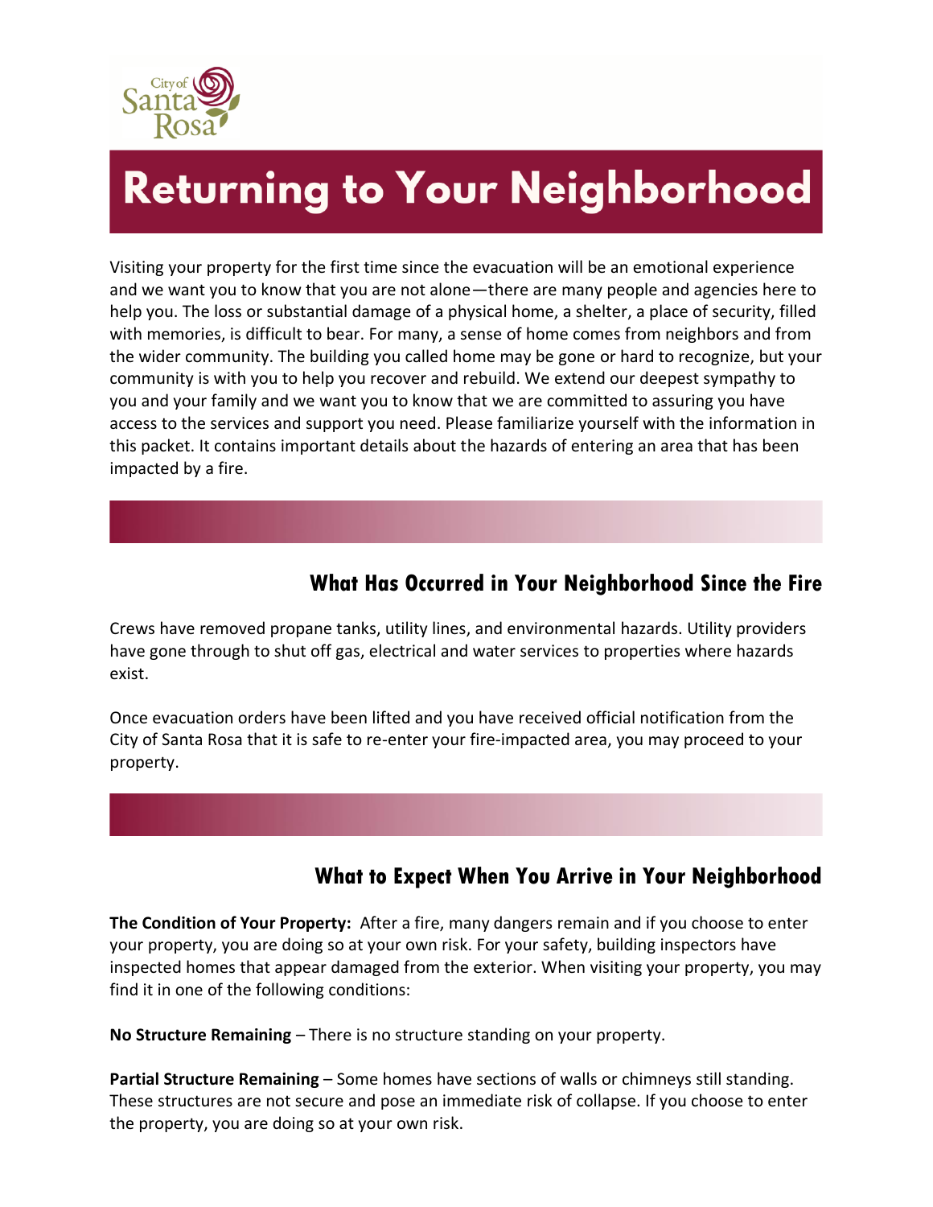City of Santa Rosa

# Returning to Your Neighborhood

Visiting your property for the first time since the evacuation will be an emotional experience and we want you to know that you are not alone—there are many people and agencies here to help you. The loss or substantial damage of a physical home, a shelter, a place of security, filled with memories, is difficult to bear. For many, a sense of home comes from neighbors and from the wider community. The building you called home may be gone or hard to recognize, but your community is with you to help you recover and rebuild. We extend our deepest sympathy to you and your family and we want you to know that we are committed to assuring you have access to the services and support you need. Please familiarize yourself with the information in this packet. It contains important details about the hazards of entering an area that has been impacted by a fire.

## What Has Occurred in Your Neighborhood Since the Fire

Crews have removed propane tanks, utility lines, and environmental hazards. Utility providers have gone through to shut off gas, electrical and water services to properties where hazards exist.

Once evacuation orders have been lifted and you have received official notification from the City of Santa Rosa that it is safe to re-enter your fire-impacted area, you may proceed to your property.

## What to Expect When You Arrive in Your Neighborhood

**The Condition of Your Property:** After a fire, many dangers remain and if you choose to enter your property, you are doing so at your own risk. For your safety, building inspectors have inspected homes that appear damaged from the exterior. When visiting your property, you may find it in one of the following conditions:

**No Structure Remaining** – There is no structure standing on your property.

**Partial Structure Remaining** – Some homes have sections of walls or chimneys still standing. These structures are not secure and pose an immediate risk of collapse. If you choose to enter the property, you are doing so at your own risk.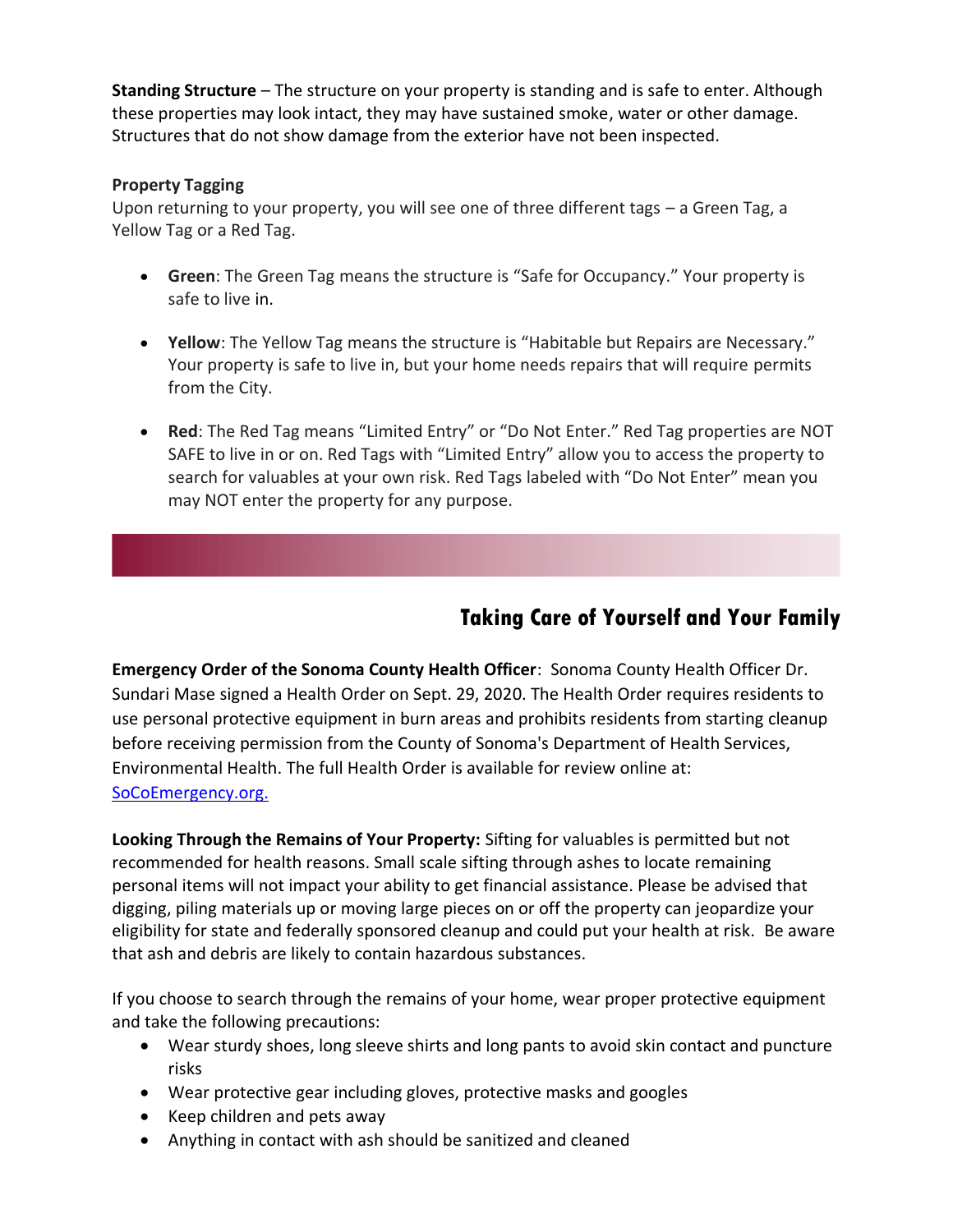**Standing Structure** – The structure on your property is standing and is safe to enter. Although these properties may look intact, they may have sustained smoke, water or other damage. Structures that do not show damage from the exterior have not been inspected.

**Property Tagging**
Upon returning to your property, you will see one of three different tags – a Green Tag, a Yellow Tag or a Red Tag.

- **Green**: The Green Tag means the structure is "Safe for Occupancy." Your property is safe to live in.
- **Yellow**: The Yellow Tag means the structure is "Habitable but Repairs are Necessary." Your property is safe to live in, but your home needs repairs that will require permits from the City.
- **Red**: The Red Tag means "Limited Entry" or "Do Not Enter." Red Tag properties are NOT SAFE to live in or on. Red Tags with "Limited Entry" allow you to access the property to search for valuables at your own risk. Red Tags labeled with "Do Not Enter" mean you may NOT enter the property for any purpose.

## Taking Care of Yourself and Your Family

**Emergency Order of the Sonoma County Health Officer**: Sonoma County Health Officer Dr. Sundari Mase signed a Health Order on Sept. 29, 2020. The Health Order requires residents to use personal protective equipment in burn areas and prohibits residents from starting cleanup before receiving permission from the County of Sonoma's Department of Health Services, Environmental Health. The full Health Order is available for review online at: SoCoEmergency.org.

**Looking Through the Remains of Your Property:** Sifting for valuables is permitted but not recommended for health reasons. Small scale sifting through ashes to locate remaining personal items will not impact your ability to get financial assistance. Please be advised that digging, piling materials up or moving large pieces on or off the property can jeopardize your eligibility for state and federally sponsored cleanup and could put your health at risk. Be aware that ash and debris are likely to contain hazardous substances.

If you choose to search through the remains of your home, wear proper protective equipment and take the following precautions:

- Wear sturdy shoes, long sleeve shirts and long pants to avoid skin contact and puncture risks
- Wear protective gear including gloves, protective masks and googles
- Keep children and pets away
- Anything in contact with ash should be sanitized and cleaned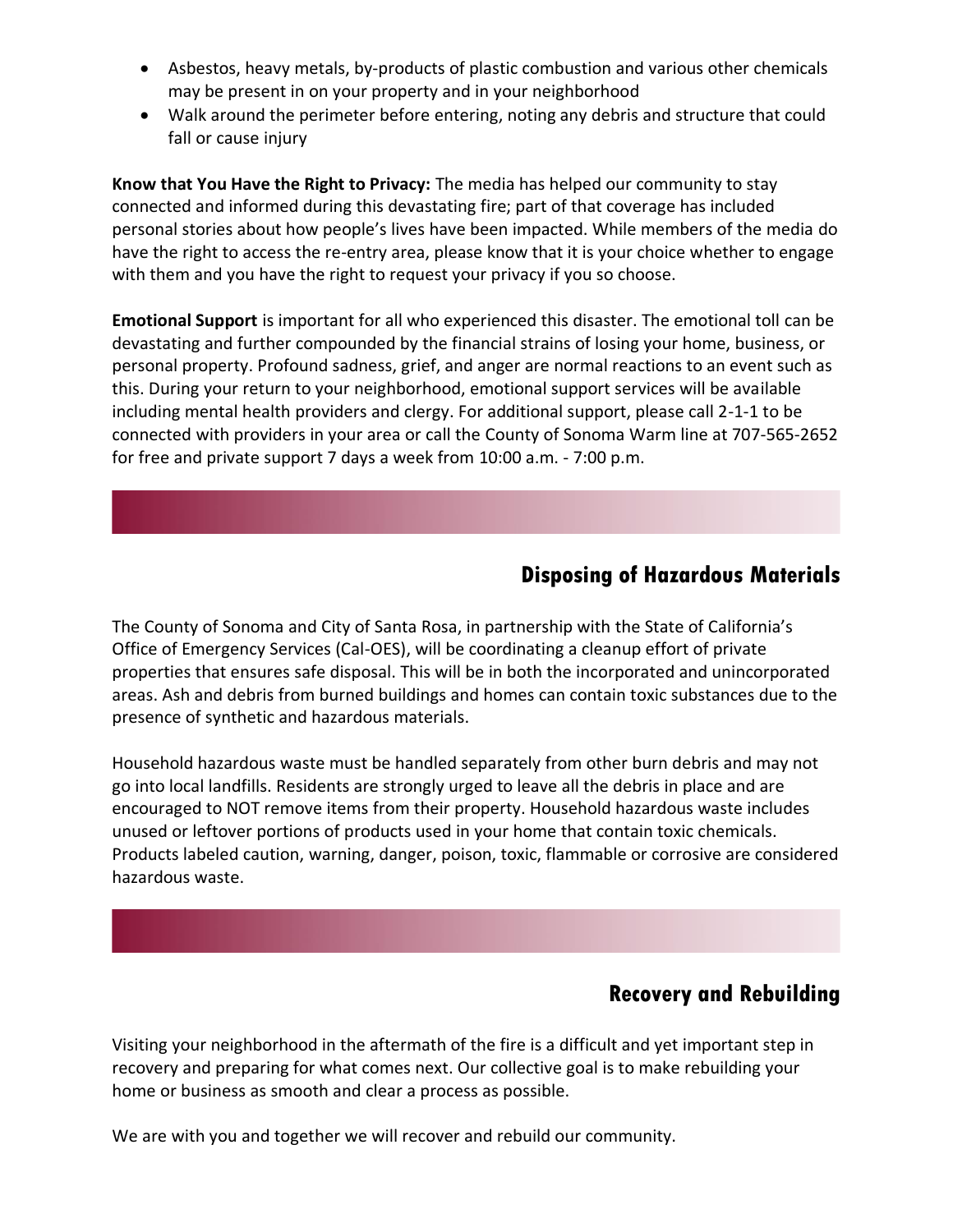- Asbestos, heavy metals, by-products of plastic combustion and various other chemicals may be present in on your property and in your neighborhood
- Walk around the perimeter before entering, noting any debris and structure that could fall or cause injury

**Know that You Have the Right to Privacy:** The media has helped our community to stay connected and informed during this devastating fire; part of that coverage has included personal stories about how people's lives have been impacted. While members of the media do have the right to access the re-entry area, please know that it is your choice whether to engage with them and you have the right to request your privacy if you so choose.

**Emotional Support** is important for all who experienced this disaster. The emotional toll can be devastating and further compounded by the financial strains of losing your home, business, or personal property. Profound sadness, grief, and anger are normal reactions to an event such as this. During your return to your neighborhood, emotional support services will be available including mental health providers and clergy. For additional support, please call 2-1-1 to be connected with providers in your area or call the County of Sonoma Warm line at 707-565-2652 for free and private support 7 days a week from 10:00 a.m. - 7:00 p.m.

## Disposing of Hazardous Materials

The County of Sonoma and City of Santa Rosa, in partnership with the State of California's Office of Emergency Services (Cal-OES), will be coordinating a cleanup effort of private properties that ensures safe disposal. This will be in both the incorporated and unincorporated areas. Ash and debris from burned buildings and homes can contain toxic substances due to the presence of synthetic and hazardous materials.

Household hazardous waste must be handled separately from other burn debris and may not go into local landfills. Residents are strongly urged to leave all the debris in place and are encouraged to NOT remove items from their property. Household hazardous waste includes unused or leftover portions of products used in your home that contain toxic chemicals. Products labeled caution, warning, danger, poison, toxic, flammable or corrosive are considered hazardous waste.

## Recovery and Rebuilding

Visiting your neighborhood in the aftermath of the fire is a difficult and yet important step in recovery and preparing for what comes next. Our collective goal is to make rebuilding your home or business as smooth and clear a process as possible.

We are with you and together we will recover and rebuild our community.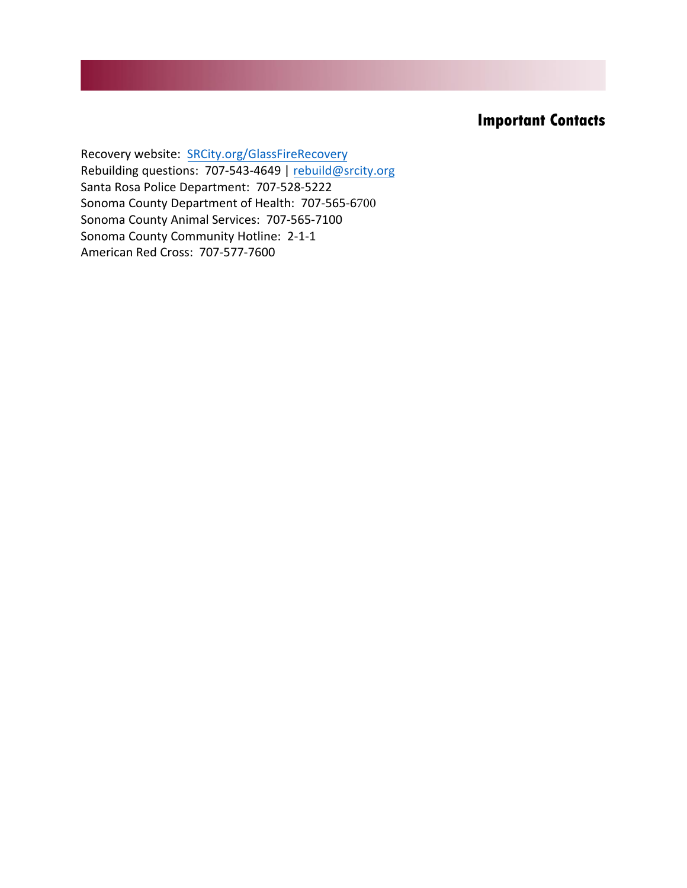## Important Contacts

Recovery website: [SRCity.org/GlassFireRecovery](SRCity.org/GlassFireRecovery)
Rebuilding questions: 707-543-4649 | [rebuild@srcity.org](mailto:rebuild@srcity.org)
Santa Rosa Police Department: 707-528-5222
Sonoma County Department of Health: 707-565-6700
Sonoma County Animal Services: 707-565-7100
Sonoma County Community Hotline: 2-1-1
American Red Cross: 707-577-7600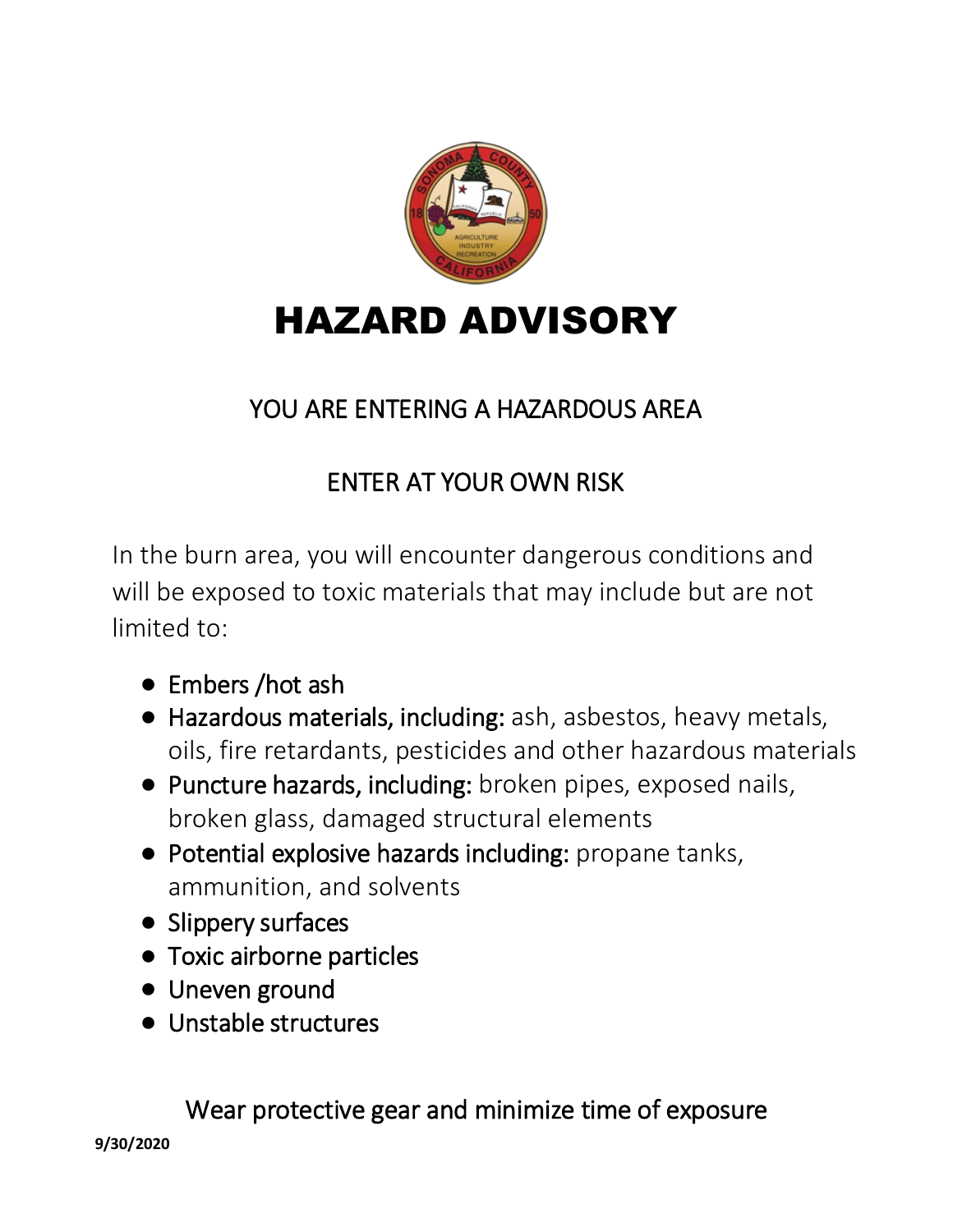# HAZARD ADVISORY

YOU ARE ENTERING A HAZARDOUS AREA

ENTER AT YOUR OWN RISK

In the burn area, you will encounter dangerous conditions and will be exposed to toxic materials that may include but are not limited to:

- Embers /hot ash
- Hazardous materials, including: ash, asbestos, heavy metals, oils, fire retardants, pesticides and other hazardous materials
- Puncture hazards, including: broken pipes, exposed nails, broken glass, damaged structural elements
- Potential explosive hazards including: propane tanks, ammunition, and solvents
- Slippery surfaces
- Toxic airborne particles
- Uneven ground
- Unstable structures

Wear protective gear and minimize time of exposure

**9/30/2020**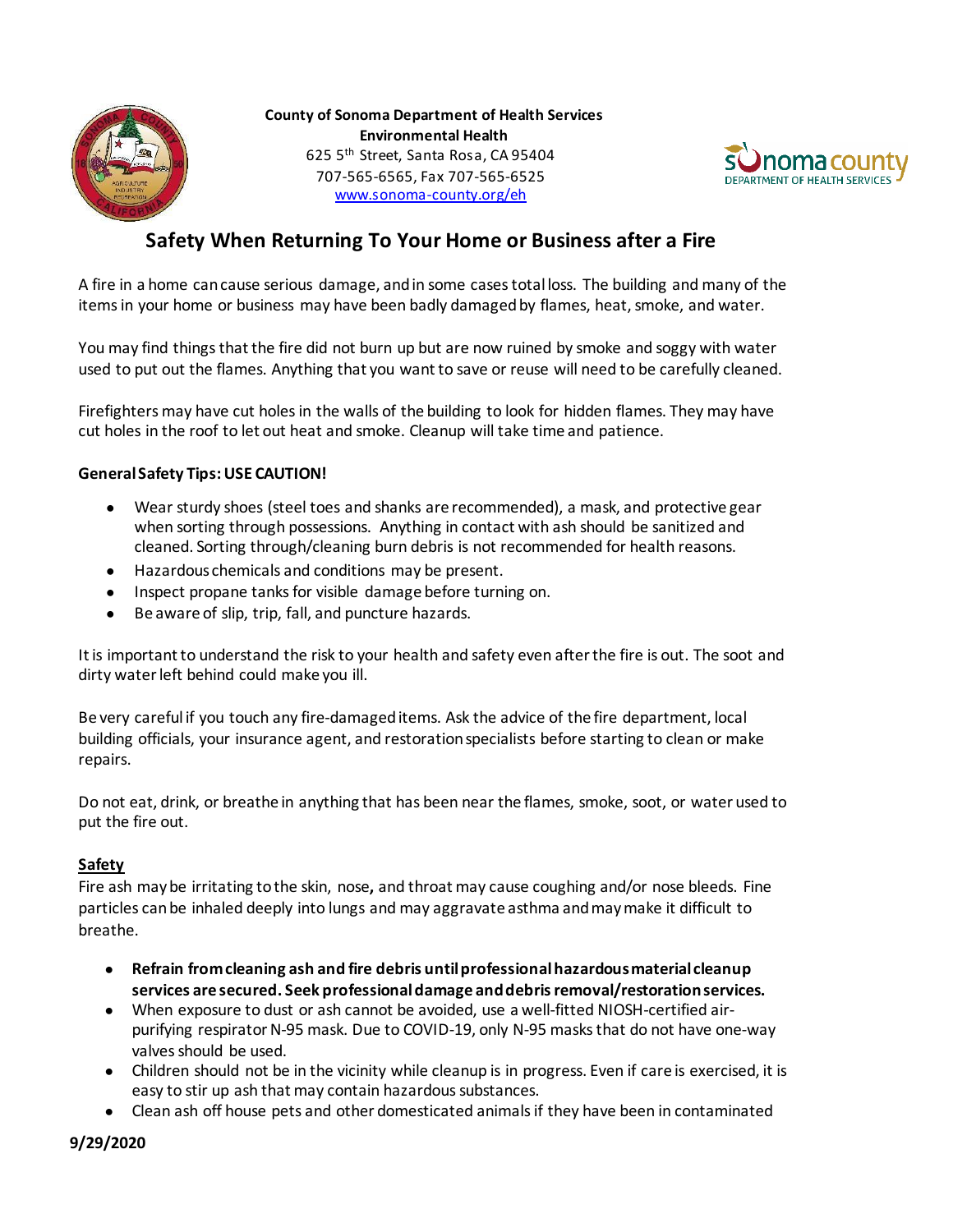County of Sonoma Department of Health Services
**Environmental Health**
625 5th Street, Santa Rosa, CA 95404
707-565-6565, Fax 707-565-6525
www.sonoma-county.org/eh

# Safety When Returning To Your Home or Business after a Fire

A fire in a home can cause serious damage, and in some cases total loss. The building and many of the items in your home or business may have been badly damaged by flames, heat, smoke, and water.

You may find things that the fire did not burn up but are now ruined by smoke and soggy with water used to put out the flames. Anything that you want to save or reuse will need to be carefully cleaned.

Firefighters may have cut holes in the walls of the building to look for hidden flames. They may have cut holes in the roof to let out heat and smoke. Cleanup will take time and patience.

**General Safety Tips: USE CAUTION!**

- Wear sturdy shoes (steel toes and shanks are recommended), a mask, and protective gear when sorting through possessions. Anything in contact with ash should be sanitized and cleaned. Sorting through/cleaning burn debris is not recommended for health reasons.
- Hazardous chemicals and conditions may be present.
- Inspect propane tanks for visible damage before turning on.
- Be aware of slip, trip, fall, and puncture hazards.

It is important to understand the risk to your health and safety even after the fire is out. The soot and dirty water left behind could make you ill.

Be very careful if you touch any fire-damaged items. Ask the advice of the fire department, local building officials, your insurance agent, and restoration specialists before starting to clean or make repairs.

Do not eat, drink, or breathe in anything that has been near the flames, smoke, soot, or water used to put the fire out.

## Safety

Fire ash may be irritating to the skin, nose, and throat may cause coughing and/or nose bleeds. Fine particles can be inhaled deeply into lungs and may aggravate asthma and may make it difficult to breathe.

- **Refrain from cleaning ash and fire debris until professional hazardous material cleanup services are secured. Seek professional damage and debris removal/restoration services.**
- When exposure to dust or ash cannot be avoided, use a well-fitted NIOSH-certified air-purifying respirator N-95 mask. Due to COVID-19, only N-95 masks that do not have one-way valves should be used.
- Children should not be in the vicinity while cleanup is in progress. Even if care is exercised, it is easy to stir up ash that may contain hazardous substances.
- Clean ash off house pets and other domesticated animals if they have been in contaminated

9/29/2020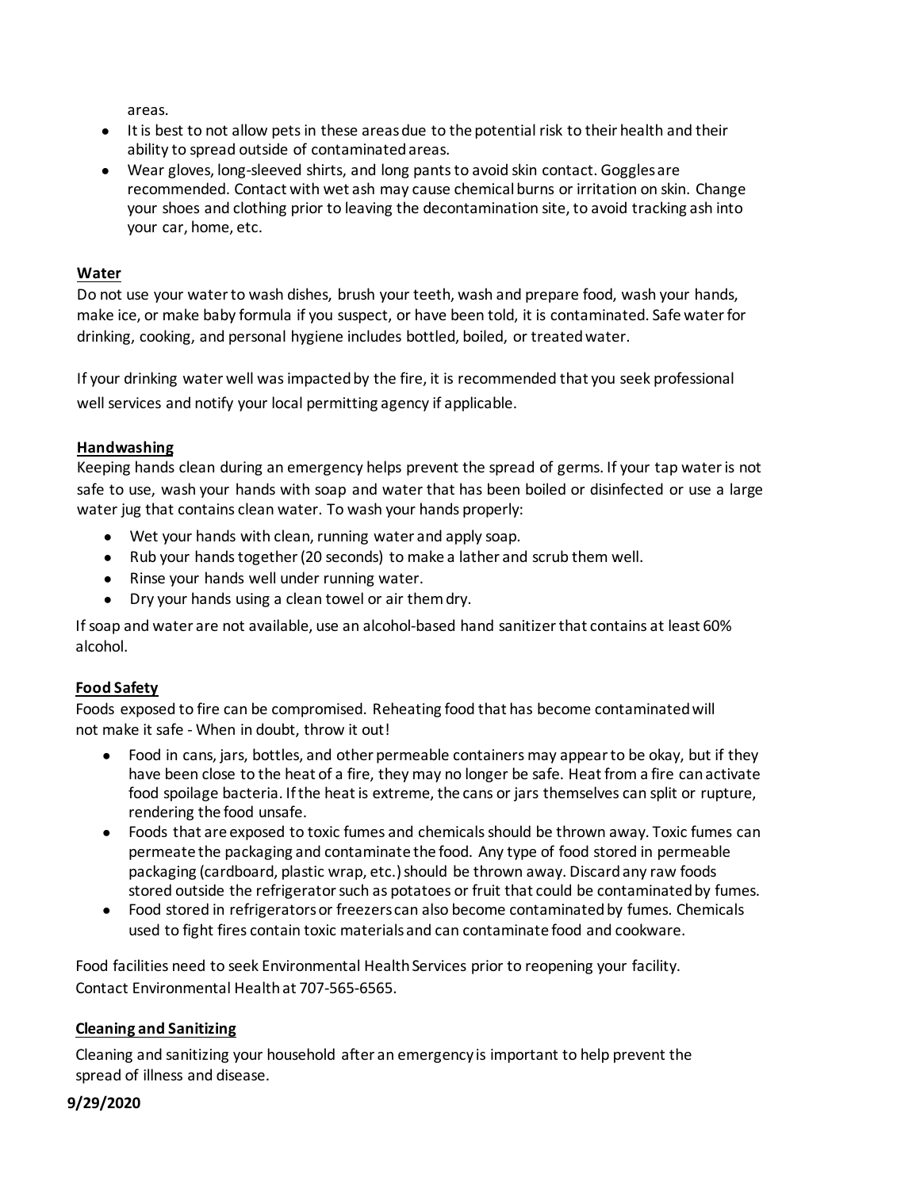areas.

- It is best to not allow pets in these areas due to the potential risk to their health and their ability to spread outside of contaminated areas.
- Wear gloves, long-sleeved shirts, and long pants to avoid skin contact. Goggles are recommended. Contact with wet ash may cause chemical burns or irritation on skin. Change your shoes and clothing prior to leaving the decontamination site, to avoid tracking ash into your car, home, etc.

**Water**

Do not use your water to wash dishes, brush your teeth, wash and prepare food, wash your hands, make ice, or make baby formula if you suspect, or have been told, it is contaminated. Safe water for drinking, cooking, and personal hygiene includes bottled, boiled, or treated water.

If your drinking water well was impacted by the fire, it is recommended that you seek professional well services and notify your local permitting agency if applicable.

**Handwashing**

Keeping hands clean during an emergency helps prevent the spread of germs. If your tap water is not safe to use, wash your hands with soap and water that has been boiled or disinfected or use a large water jug that contains clean water. To wash your hands properly:

- Wet your hands with clean, running water and apply soap.
- Rub your hands together (20 seconds) to make a lather and scrub them well.
- Rinse your hands well under running water.
- Dry your hands using a clean towel or air them dry.

If soap and water are not available, use an alcohol-based hand sanitizer that contains at least 60% alcohol.

**Food Safety**

Foods exposed to fire can be compromised. Reheating food that has become contaminated will not make it safe - When in doubt, throw it out!

- Food in cans, jars, bottles, and other permeable containers may appear to be okay, but if they have been close to the heat of a fire, they may no longer be safe. Heat from a fire can activate food spoilage bacteria. If the heat is extreme, the cans or jars themselves can split or rupture, rendering the food unsafe.
- Foods that are exposed to toxic fumes and chemicals should be thrown away. Toxic fumes can permeate the packaging and contaminate the food. Any type of food stored in permeable packaging (cardboard, plastic wrap, etc.) should be thrown away. Discard any raw foods stored outside the refrigerator such as potatoes or fruit that could be contaminated by fumes.
- Food stored in refrigerators or freezers can also become contaminated by fumes. Chemicals used to fight fires contain toxic materials and can contaminate food and cookware.

Food facilities need to seek Environmental Health Services prior to reopening your facility. Contact Environmental Health at 707-565-6565.

**Cleaning and Sanitizing**

Cleaning and sanitizing your household after an emergency is important to help prevent the spread of illness and disease.

**9/29/2020**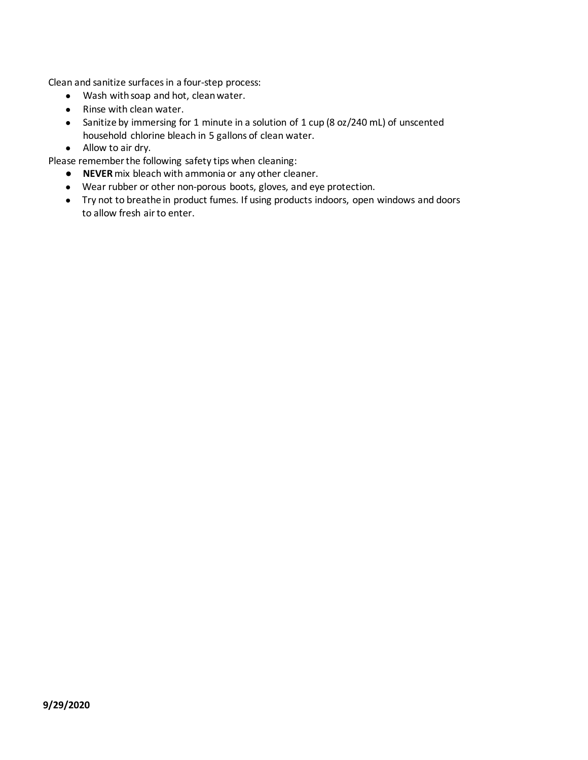Clean and sanitize surfaces in a four-step process:

- Wash with soap and hot, clean water.
- Rinse with clean water.
- Sanitize by immersing for 1 minute in a solution of 1 cup (8 oz/240 mL) of unscented household chlorine bleach in 5 gallons of clean water.
- Allow to air dry.

Please remember the following safety tips when cleaning:

- **NEVER** mix bleach with ammonia or any other cleaner.
- Wear rubber or other non-porous boots, gloves, and eye protection.
- Try not to breathe in product fumes. If using products indoors, open windows and doors to allow fresh air to enter.

**9/29/2020**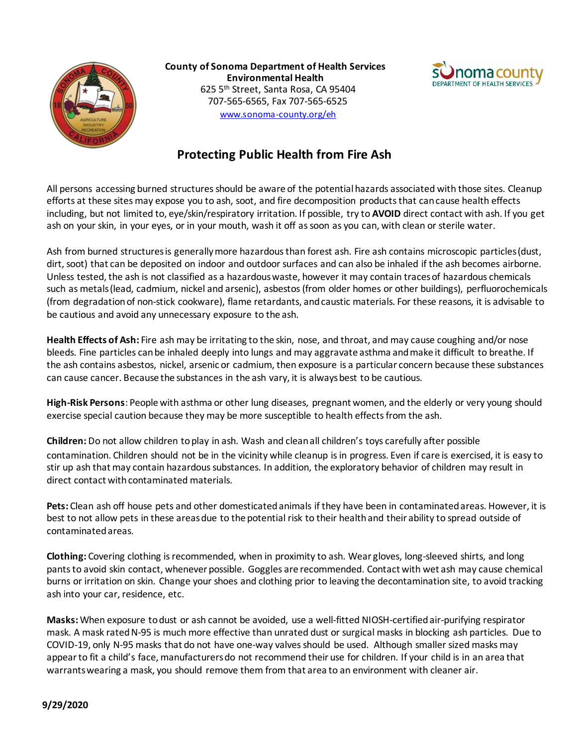**County of Sonoma Department of Health Services**
**Environmental Health**
625 5th Street, Santa Rosa, CA 95404
707-565-6565, Fax 707-565-6525
www.sonoma-county.org/eh

# Protecting Public Health from Fire Ash

All persons accessing burned structures should be aware of the potential hazards associated with those sites. Cleanup efforts at these sites may expose you to ash, soot, and fire decomposition products that can cause health effects including, but not limited to, eye/skin/respiratory irritation. If possible, try to **AVOID** direct contact with ash. If you get ash on your skin, in your eyes, or in your mouth, wash it off as soon as you can, with clean or sterile water.

Ash from burned structures is generally more hazardous than forest ash. Fire ash contains microscopic particles (dust, dirt, soot) that can be deposited on indoor and outdoor surfaces and can also be inhaled if the ash becomes airborne. Unless tested, the ash is not classified as a hazardous waste, however it may contain traces of hazardous chemicals such as metals (lead, cadmium, nickel and arsenic), asbestos (from older homes or other buildings), perfluorochemicals (from degradation of non-stick cookware), flame retardants, and caustic materials. For these reasons, it is advisable to be cautious and avoid any unnecessary exposure to the ash.

**Health Effects of Ash:** Fire ash may be irritating to the skin, nose, and throat, and may cause coughing and/or nose bleeds. Fine particles can be inhaled deeply into lungs and may aggravate asthma and make it difficult to breathe. If the ash contains asbestos, nickel, arsenic or cadmium, then exposure is a particular concern because these substances can cause cancer. Because the substances in the ash vary, it is always best to be cautious.

**High-Risk Persons**: People with asthma or other lung diseases, pregnant women, and the elderly or very young should exercise special caution because they may be more susceptible to health effects from the ash.

**Children:** Do not allow children to play in ash. Wash and clean all children's toys carefully after possible contamination. Children should not be in the vicinity while cleanup is in progress. Even if care is exercised, it is easy to stir up ash that may contain hazardous substances. In addition, the exploratory behavior of children may result in direct contact with contaminated materials.

**Pets:** Clean ash off house pets and other domesticated animals if they have been in contaminated areas. However, it is best to not allow pets in these areas due to the potential risk to their health and their ability to spread outside of contaminated areas.

**Clothing:** Covering clothing is recommended, when in proximity to ash. Wear gloves, long-sleeved shirts, and long pants to avoid skin contact, whenever possible. Goggles are recommended. Contact with wet ash may cause chemical burns or irritation on skin. Change your shoes and clothing prior to leaving the decontamination site, to avoid tracking ash into your car, residence, etc.

**Masks:** When exposure to dust or ash cannot be avoided, use a well-fitted NIOSH-certified air-purifying respirator mask. A mask rated N-95 is much more effective than unrated dust or surgical masks in blocking ash particles. Due to COVID-19, only N-95 masks that do not have one-way valves should be used. Although smaller sized masks may appear to fit a child's face, manufacturers do not recommend their use for children. If your child is in an area that warrants wearing a mask, you should remove them from that area to an environment with cleaner air.

**9/29/2020**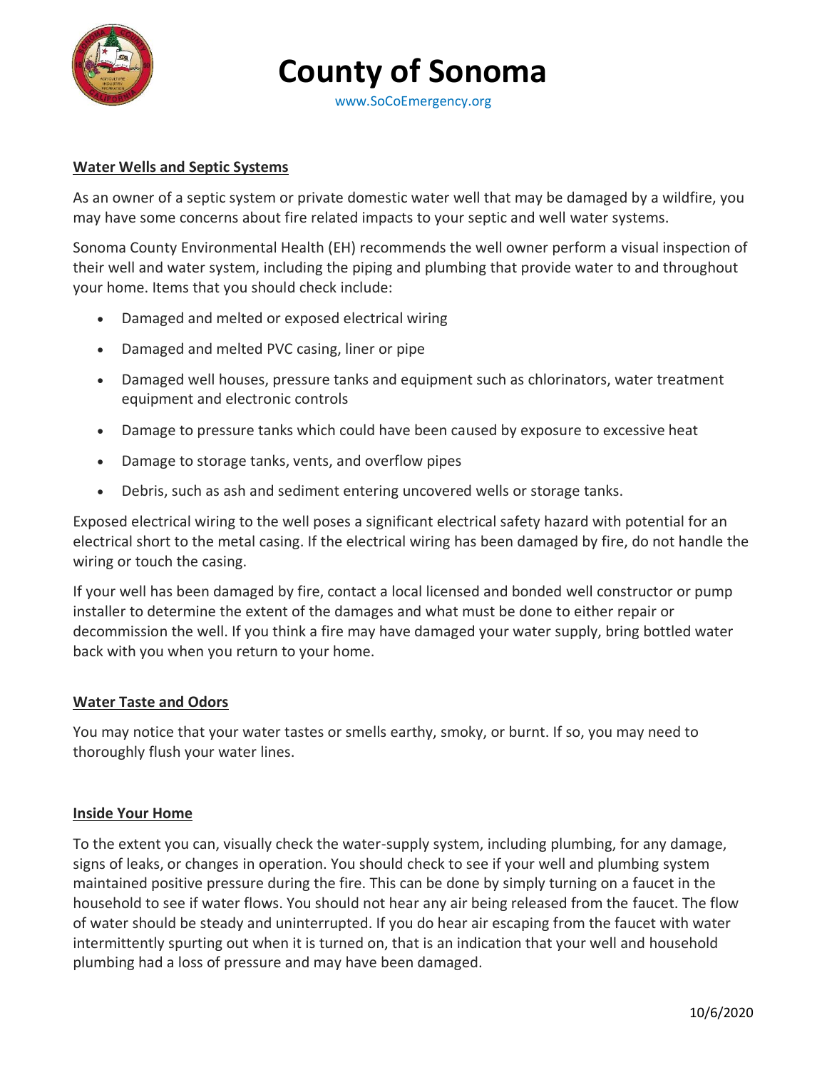# County of Sonoma

www.SoCoEmergency.org

## Water Wells and Septic Systems

As an owner of a septic system or private domestic water well that may be damaged by a wildfire, you may have some concerns about fire related impacts to your septic and well water systems.

Sonoma County Environmental Health (EH) recommends the well owner perform a visual inspection of their well and water system, including the piping and plumbing that provide water to and throughout your home. Items that you should check include:

- Damaged and melted or exposed electrical wiring
- Damaged and melted PVC casing, liner or pipe
- Damaged well houses, pressure tanks and equipment such as chlorinators, water treatment equipment and electronic controls
- Damage to pressure tanks which could have been caused by exposure to excessive heat
- Damage to storage tanks, vents, and overflow pipes
- Debris, such as ash and sediment entering uncovered wells or storage tanks.

Exposed electrical wiring to the well poses a significant electrical safety hazard with potential for an electrical short to the metal casing. If the electrical wiring has been damaged by fire, do not handle the wiring or touch the casing.

If your well has been damaged by fire, contact a local licensed and bonded well constructor or pump installer to determine the extent of the damages and what must be done to either repair or decommission the well. If you think a fire may have damaged your water supply, bring bottled water back with you when you return to your home.

## Water Taste and Odors

You may notice that your water tastes or smells earthy, smoky, or burnt. If so, you may need to thoroughly flush your water lines.

## Inside Your Home

To the extent you can, visually check the water-supply system, including plumbing, for any damage, signs of leaks, or changes in operation. You should check to see if your well and plumbing system maintained positive pressure during the fire. This can be done by simply turning on a faucet in the household to see if water flows. You should not hear any air being released from the faucet. The flow of water should be steady and uninterrupted. If you do hear air escaping from the faucet with water intermittently spurting out when it is turned on, that is an indication that your well and household plumbing had a loss of pressure and may have been damaged.

10/6/2020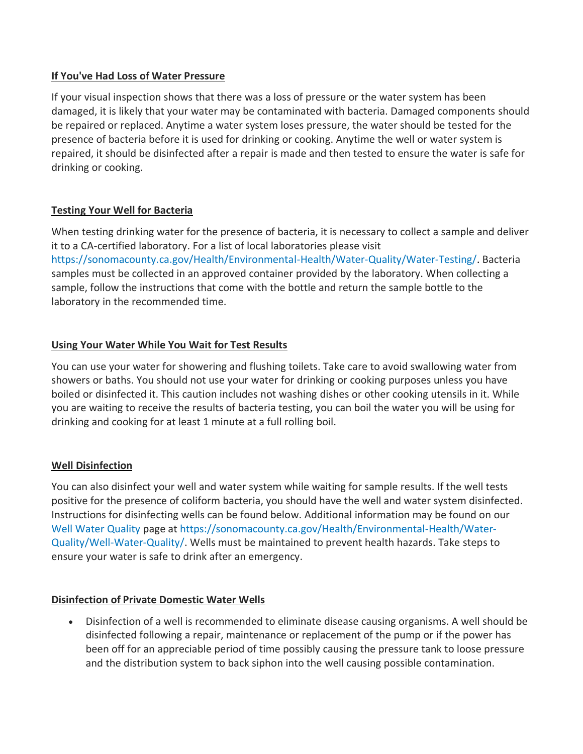**If You've Had Loss of Water Pressure**

If your visual inspection shows that there was a loss of pressure or the water system has been damaged, it is likely that your water may be contaminated with bacteria. Damaged components should be repaired or replaced. Anytime a water system loses pressure, the water should be tested for the presence of bacteria before it is used for drinking or cooking. Anytime the well or water system is repaired, it should be disinfected after a repair is made and then tested to ensure the water is safe for drinking or cooking.

**Testing Your Well for Bacteria**

When testing drinking water for the presence of bacteria, it is necessary to collect a sample and deliver it to a CA-certified laboratory. For a list of local laboratories please visit https://sonomacounty.ca.gov/Health/Environmental-Health/Water-Quality/Water-Testing/. Bacteria samples must be collected in an approved container provided by the laboratory. When collecting a sample, follow the instructions that come with the bottle and return the sample bottle to the laboratory in the recommended time.

**Using Your Water While You Wait for Test Results**

You can use your water for showering and flushing toilets. Take care to avoid swallowing water from showers or baths. You should not use your water for drinking or cooking purposes unless you have boiled or disinfected it. This caution includes not washing dishes or other cooking utensils in it. While you are waiting to receive the results of bacteria testing, you can boil the water you will be using for drinking and cooking for at least 1 minute at a full rolling boil.

**Well Disinfection**

You can also disinfect your well and water system while waiting for sample results. If the well tests positive for the presence of coliform bacteria, you should have the well and water system disinfected. Instructions for disinfecting wells can be found below. Additional information may be found on our Well Water Quality page at https://sonomacounty.ca.gov/Health/Environmental-Health/Water-Quality/Well-Water-Quality/. Wells must be maintained to prevent health hazards. Take steps to ensure your water is safe to drink after an emergency.

**Disinfection of Private Domestic Water Wells**

- Disinfection of a well is recommended to eliminate disease causing organisms. A well should be disinfected following a repair, maintenance or replacement of the pump or if the power has been off for an appreciable period of time possibly causing the pressure tank to loose pressure and the distribution system to back siphon into the well causing possible contamination.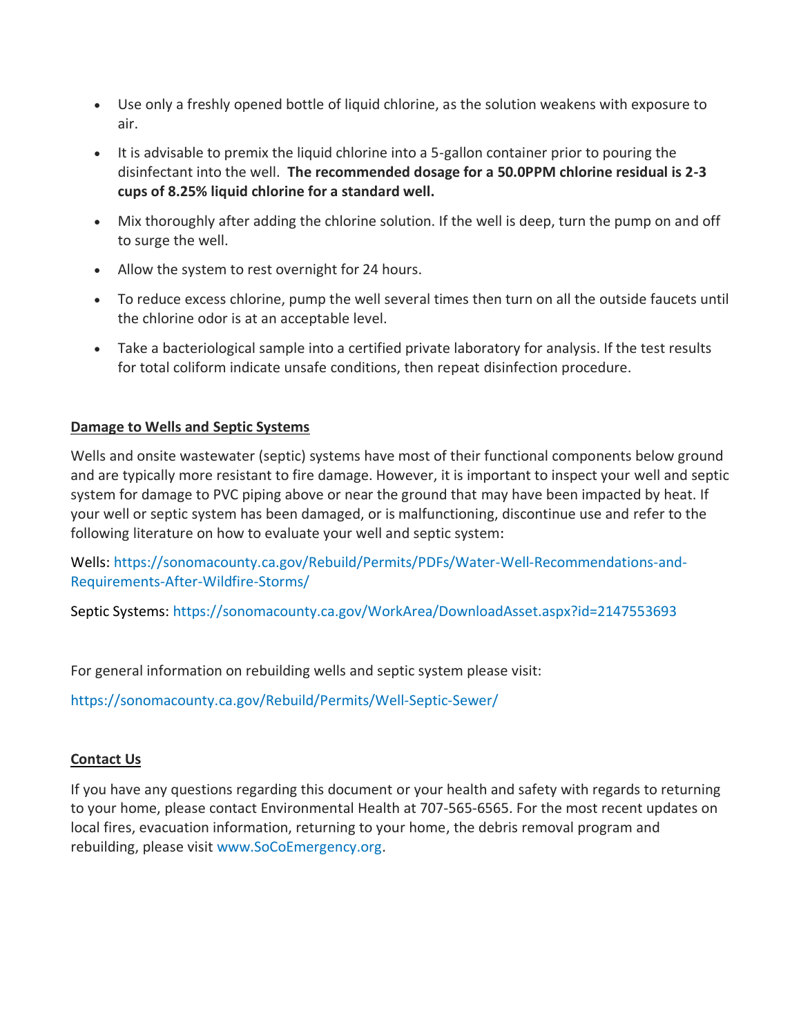- Use only a freshly opened bottle of liquid chlorine, as the solution weakens with exposure to air.
- It is advisable to premix the liquid chlorine into a 5-gallon container prior to pouring the disinfectant into the well. **The recommended dosage for a 50.0PPM chlorine residual is 2-3 cups of 8.25% liquid chlorine for a standard well.**
- Mix thoroughly after adding the chlorine solution. If the well is deep, turn the pump on and off to surge the well.
- Allow the system to rest overnight for 24 hours.
- To reduce excess chlorine, pump the well several times then turn on all the outside faucets until the chlorine odor is at an acceptable level.
- Take a bacteriological sample into a certified private laboratory for analysis. If the test results for total coliform indicate unsafe conditions, then repeat disinfection procedure.

## Damage to Wells and Septic Systems

Wells and onsite wastewater (septic) systems have most of their functional components below ground and are typically more resistant to fire damage. However, it is important to inspect your well and septic system for damage to PVC piping above or near the ground that may have been impacted by heat. If your well or septic system has been damaged, or is malfunctioning, discontinue use and refer to the following literature on how to evaluate your well and septic system:

Wells: https://sonomacounty.ca.gov/Rebuild/Permits/PDFs/Water-Well-Recommendations-and-Requirements-After-Wildfire-Storms/

Septic Systems: https://sonomacounty.ca.gov/WorkArea/DownloadAsset.aspx?id=2147553693

For general information on rebuilding wells and septic system please visit:

https://sonomacounty.ca.gov/Rebuild/Permits/Well-Septic-Sewer/

## Contact Us

If you have any questions regarding this document or your health and safety with regards to returning to your home, please contact Environmental Health at 707-565-6565. For the most recent updates on local fires, evacuation information, returning to your home, the debris removal program and rebuilding, please visit www.SoCoEmergency.org.